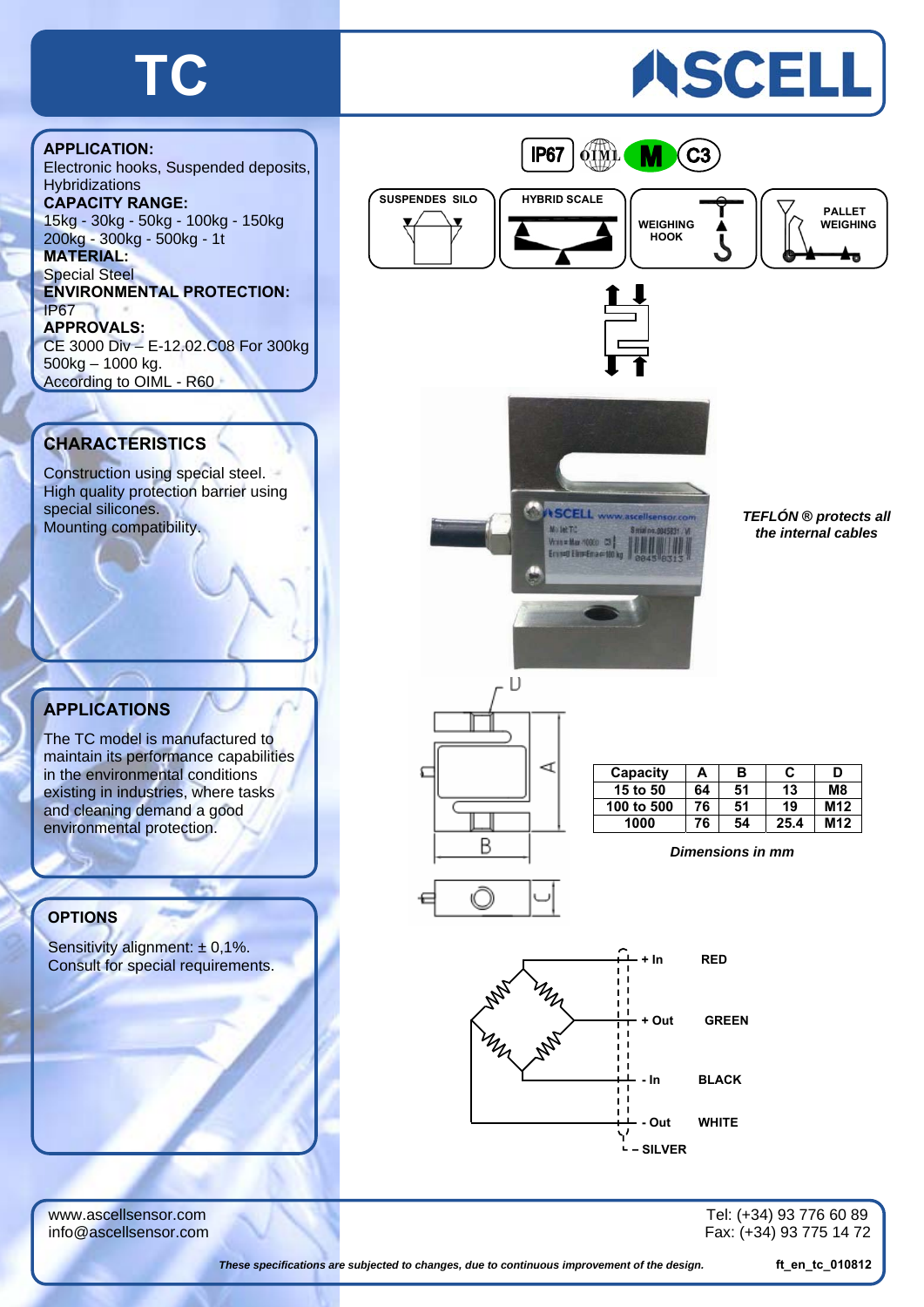# TC

ASCELL

**APPLICATION:**
Electronic hooks, Suspended deposits, Hybridizations

**CAPACITY RANGE:**
15kg - 30kg - 50kg - 100kg - 150kg
200kg - 300kg - 500kg - 1t

**MATERIAL:**
Special Steel

**ENVIRONMENTAL PROTECTION:**
IP67

**APPROVALS:**
CE 3000 Div – E-12.02.C08 For 300kg
500kg – 1000 kg.
According to OIML - R60

IP67 OIML M C3

SUSPENDES SILO | HYBRID SCALE | WEIGHING HOOK | PALLET WEIGHING

## CHARACTERISTICS

Construction using special steel.
High quality protection barrier using special silicones.
Mounting compatibility.

*TEFLÓN ® protects all the internal cables*

## APPLICATIONS

The TC model is manufactured to maintain its performance capabilities in the environmental conditions existing in industries, where tasks and cleaning demand a good environmental protection.

| Capacity | A | B | C | D |
|---|---|---|---|---|
| 15 to 50 | 64 | 51 | 13 | M8 |
| 100 to 500 | 76 | 51 | 19 | M12 |
| 1000 | 76 | 54 | 25.4 | M12 |

*Dimensions in mm*

## OPTIONS

Sensitivity alignment: ± 0,1%.
Consult for special requirements.

| Signal | Colour |
|---|---|
| + In | RED |
| + Out | GREEN |
| - In | BLACK |
| - Out | WHITE |
| – SILVER | |

www.ascellsensor.com
info@ascellsensor.com

Tel: (+34) 93 776 60 89
Fax: (+34) 93 775 14 72

*These specifications are subjected to changes, due to continuous improvement of the design.*

ft_en_tc_010812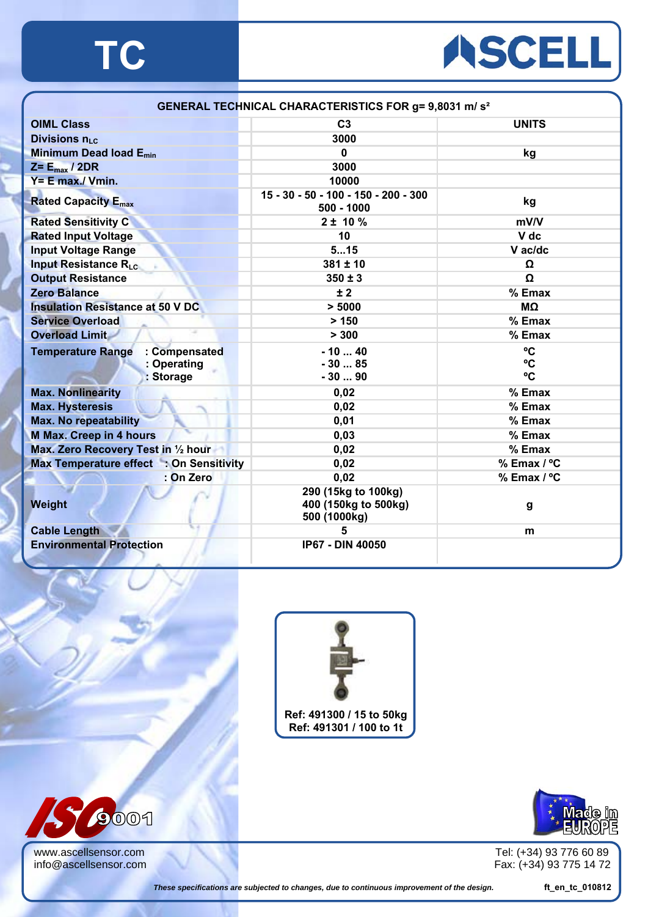# TC

ASCELL

| GENERAL TECHNICAL CHARACTERISTICS FOR g= 9,8031 m/ s² | | |
|---|---|---|
| **OIML Class** | **C3** | **UNITS** |
| **Divisions $n_{LC}$** | **3000** | |
| **Minimum Dead load $E_{min}$** | **0** | **kg** |
| **Z= $E_{max}$ / 2DR** | **3000** | |
| **Y= E max./ Vmin.** | **10000** | |
| **Rated Capacity $E_{max}$** | **15 - 30 - 50 - 100 - 150 - 200 - 300 500 - 1000** | **kg** |
| **Rated Sensitivity C** | **2 ± 10 %** | **mV/V** |
| **Rated Input Voltage** | **10** | **V dc** |
| **Input Voltage Range** | **5...15** | **V ac/dc** |
| **Input Resistance $R_{LC}$** | **381 ± 10** | **Ω** |
| **Output Resistance** | **350 ± 3** | **Ω** |
| **Zero Balance** | **± 2** | **% Emax** |
| **Insulation Resistance at 50 V DC** | **> 5000** | **MΩ** |
| **Service Overload** | **> 150** | **% Emax** |
| **Overload Limit** | **> 300** | **% Emax** |
| **Temperature Range : Compensated** | **- 10 ... 40** | **ºC** |
| **: Operating** | **- 30 ... 85** | **ºC** |
| **: Storage** | **- 30 ... 90** | **ºC** |
| **Max. Nonlinearity** | **0,02** | **% Emax** |
| **Max. Hysteresis** | **0,02** | **% Emax** |
| **Max. No repeatability** | **0,01** | **% Emax** |
| **M Max. Creep in 4 hours** | **0,03** | **% Emax** |
| **Max. Zero Recovery Test in ½ hour** | **0,02** | **% Emax** |
| **Max Temperature effect : On Sensitivity** | **0,02** | **% Emax / ºC** |
| **: On Zero** | **0,02** | **% Emax / ºC** |
| **Weight** | **290 (15kg to 100kg) 400 (150kg to 500kg) 500 (1000kg)** | **g** |
| **Cable Length** | **5** | **m** |
| **Environmental Protection** | **IP67 - DIN 40050** | |

**Ref: 491300 / 15 to 50kg**
**Ref: 491301 / 100 to 1t**

ISO 9001

Made in EUROPE

www.ascellsensor.com
info@ascellsensor.com

Tel: (+34) 93 776 60 89
Fax: (+34) 93 775 14 72

*These specifications are subjected to changes, due to continuous improvement of the design.*

**ft_en_tc_010812**